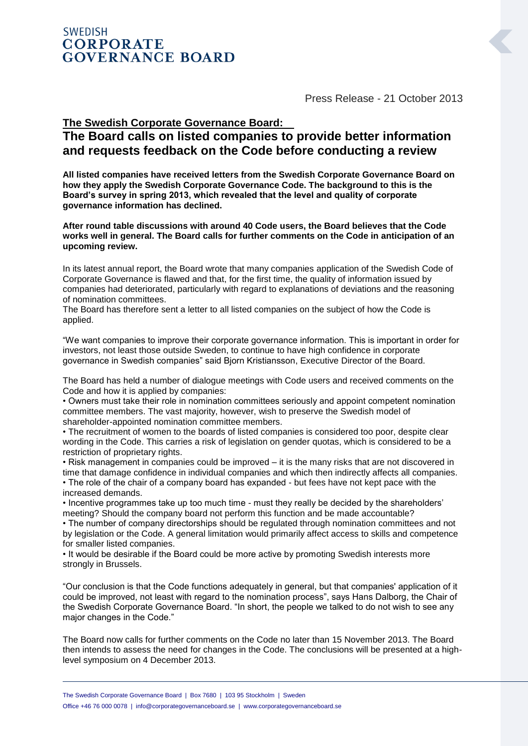SWEDISH
**CORPORATE GOVERNANCE BOARD**

Press Release - 21 October 2013

## The Swedish Corporate Governance Board:
## The Board calls on listed companies to provide better information and requests feedback on the Code before conducting a review

**All listed companies have received letters from the Swedish Corporate Governance Board on how they apply the Swedish Corporate Governance Code. The background to this is the Board's survey in spring 2013, which revealed that the level and quality of corporate governance information has declined.**

**After round table discussions with around 40 Code users, the Board believes that the Code works well in general. The Board calls for further comments on the Code in anticipation of an upcoming review.**

In its latest annual report, the Board wrote that many companies application of the Swedish Code of Corporate Governance is flawed and that, for the first time, the quality of information issued by companies had deteriorated, particularly with regard to explanations of deviations and the reasoning of nomination committees.
The Board has therefore sent a letter to all listed companies on the subject of how the Code is applied.

"We want companies to improve their corporate governance information. This is important in order for investors, not least those outside Sweden, to continue to have high confidence in corporate governance in Swedish companies" said Bjorn Kristiansson, Executive Director of the Board.

The Board has held a number of dialogue meetings with Code users and received comments on the Code and how it is applied by companies:

- Owners must take their role in nomination committees seriously and appoint competent nomination committee members. The vast majority, however, wish to preserve the Swedish model of shareholder-appointed nomination committee members.
- The recruitment of women to the boards of listed companies is considered too poor, despite clear wording in the Code. This carries a risk of legislation on gender quotas, which is considered to be a restriction of proprietary rights.
- Risk management in companies could be improved – it is the many risks that are not discovered in time that damage confidence in individual companies and which then indirectly affects all companies.
- The role of the chair of a company board has expanded - but fees have not kept pace with the increased demands.
- Incentive programmes take up too much time - must they really be decided by the shareholders' meeting? Should the company board not perform this function and be made accountable?
- The number of company directorships should be regulated through nomination committees and not by legislation or the Code. A general limitation would primarily affect access to skills and competence for smaller listed companies.
- It would be desirable if the Board could be more active by promoting Swedish interests more strongly in Brussels.

"Our conclusion is that the Code functions adequately in general, but that companies' application of it could be improved, not least with regard to the nomination process", says Hans Dalborg, the Chair of the Swedish Corporate Governance Board. "In short, the people we talked to do not wish to see any major changes in the Code."

The Board now calls for further comments on the Code no later than 15 November 2013. The Board then intends to assess the need for changes in the Code. The conclusions will be presented at a high-level symposium on 4 December 2013.

The Swedish Corporate Governance Board | Box 7680 | 103 95 Stockholm | Sweden
Office +46 76 000 0078 | info@corporategovernanceboard.se | www.corporategovernanceboard.se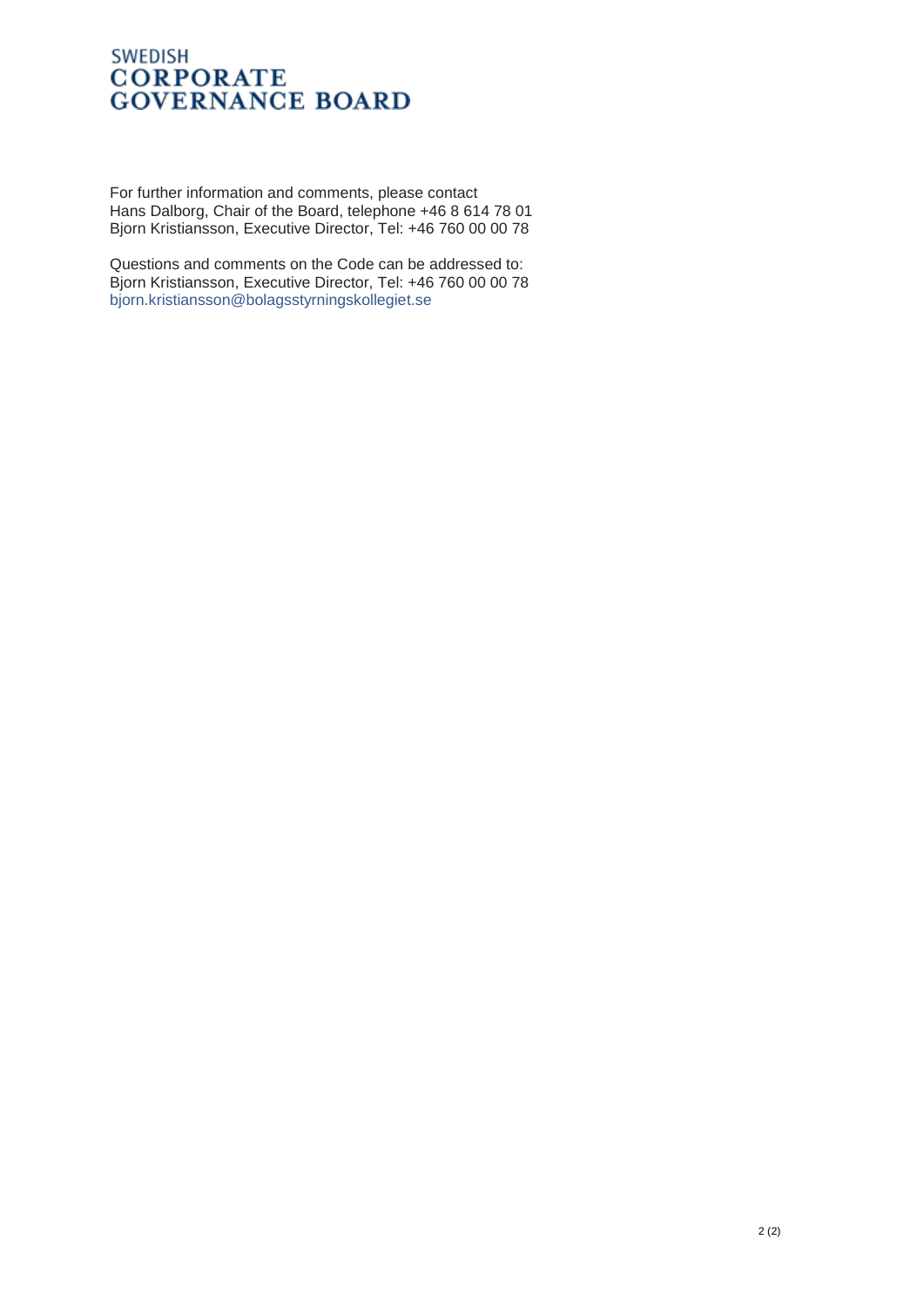For further information and comments, please contact
Hans Dalborg, Chair of the Board, telephone +46 8 614 78 01
Bjorn Kristiansson, Executive Director, Tel: +46 760 00 00 78

Questions and comments on the Code can be addressed to:
Bjorn Kristiansson, Executive Director, Tel: +46 760 00 00 78
bjorn.kristiansson@bolagsstyrningskollegiet.se